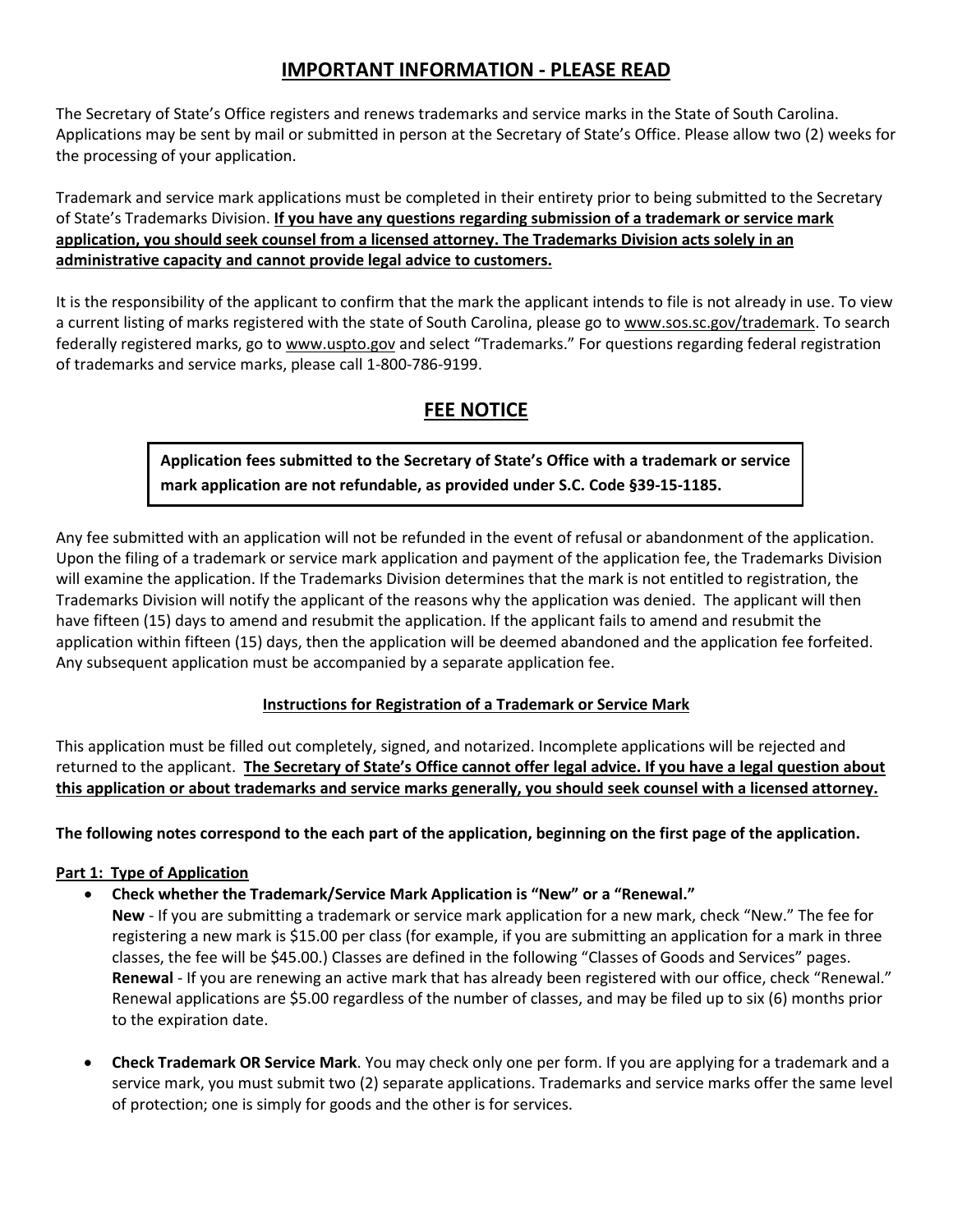# IMPORTANT INFORMATION - PLEASE READ

The Secretary of State's Office registers and renews trademarks and service marks in the State of South Carolina. Applications may be sent by mail or submitted in person at the Secretary of State's Office. Please allow two (2) weeks for the processing of your application.

Trademark and service mark applications must be completed in their entirety prior to being submitted to the Secretary of State's Trademarks Division. **If you have any questions regarding submission of a trademark or service mark application, you should seek counsel from a licensed attorney. The Trademarks Division acts solely in an administrative capacity and cannot provide legal advice to customers.**

It is the responsibility of the applicant to confirm that the mark the applicant intends to file is not already in use. To view a current listing of marks registered with the state of South Carolina, please go to www.sos.sc.gov/trademark. To search federally registered marks, go to www.uspto.gov and select "Trademarks." For questions regarding federal registration of trademarks and service marks, please call 1-800-786-9199.

# FEE NOTICE

**Application fees submitted to the Secretary of State's Office with a trademark or service mark application are not refundable, as provided under S.C. Code §39-15-1185.**

Any fee submitted with an application will not be refunded in the event of refusal or abandonment of the application. Upon the filing of a trademark or service mark application and payment of the application fee, the Trademarks Division will examine the application. If the Trademarks Division determines that the mark is not entitled to registration, the Trademarks Division will notify the applicant of the reasons why the application was denied. The applicant will then have fifteen (15) days to amend and resubmit the application. If the applicant fails to amend and resubmit the application within fifteen (15) days, then the application will be deemed abandoned and the application fee forfeited. Any subsequent application must be accompanied by a separate application fee.

## Instructions for Registration of a Trademark or Service Mark

This application must be filled out completely, signed, and notarized. Incomplete applications will be rejected and returned to the applicant. **The Secretary of State's Office cannot offer legal advice. If you have a legal question about this application or about trademarks and service marks generally, you should seek counsel with a licensed attorney.**

**The following notes correspond to the each part of the application, beginning on the first page of the application.**

### Part 1: Type of Application

- **Check whether the Trademark/Service Mark Application is "New" or a "Renewal."**
  **New** - If you are submitting a trademark or service mark application for a new mark, check "New." The fee for registering a new mark is $15.00 per class (for example, if you are submitting an application for a mark in three classes, the fee will be $45.00.) Classes are defined in the following "Classes of Goods and Services" pages.
  **Renewal** - If you are renewing an active mark that has already been registered with our office, check "Renewal." Renewal applications are $5.00 regardless of the number of classes, and may be filed up to six (6) months prior to the expiration date.

- **Check Trademark OR Service Mark**. You may check only one per form. If you are applying for a trademark and a service mark, you must submit two (2) separate applications. Trademarks and service marks offer the same level of protection; one is simply for goods and the other is for services.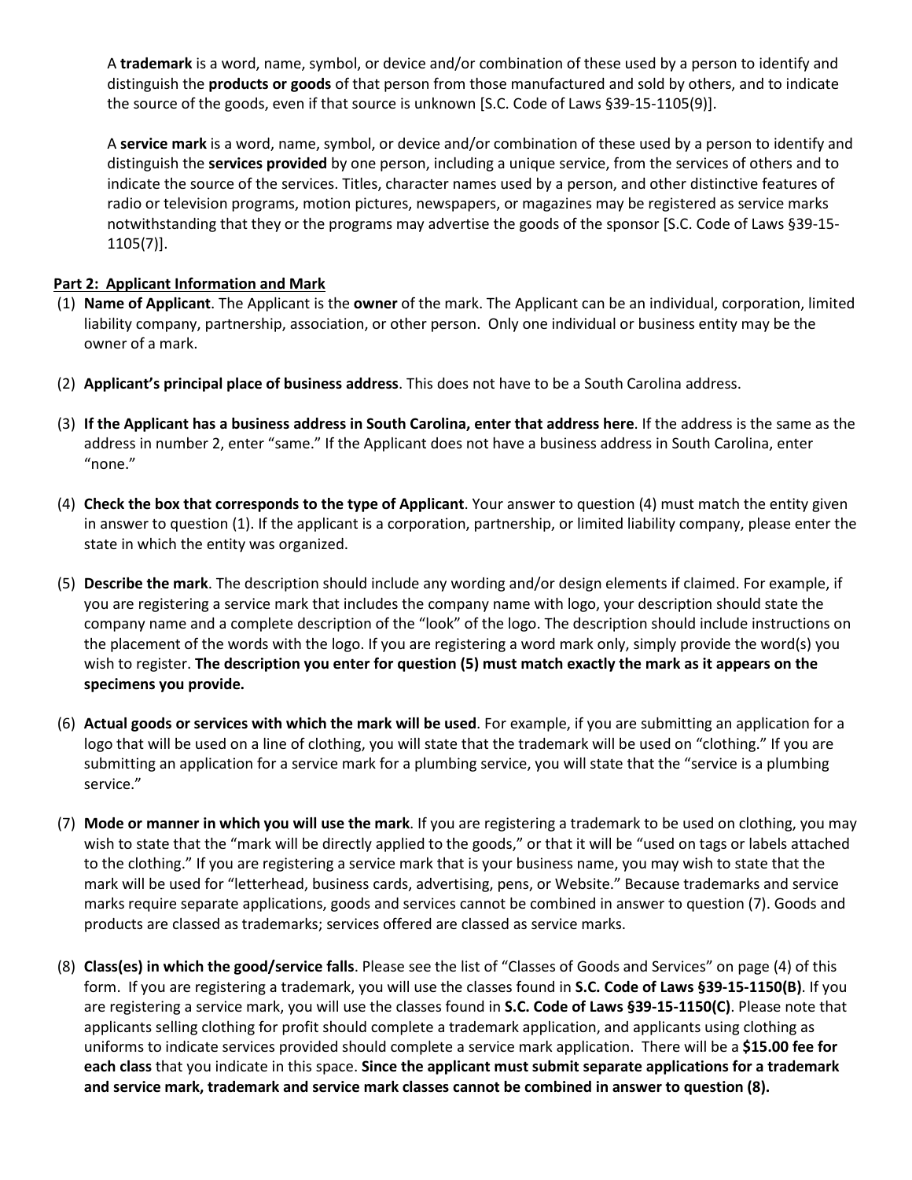A **trademark** is a word, name, symbol, or device and/or combination of these used by a person to identify and distinguish the **products or goods** of that person from those manufactured and sold by others, and to indicate the source of the goods, even if that source is unknown [S.C. Code of Laws §39-15-1105(9)].

A **service mark** is a word, name, symbol, or device and/or combination of these used by a person to identify and distinguish the **services provided** by one person, including a unique service, from the services of others and to indicate the source of the services. Titles, character names used by a person, and other distinctive features of radio or television programs, motion pictures, newspapers, or magazines may be registered as service marks notwithstanding that they or the programs may advertise the goods of the sponsor [S.C. Code of Laws §39-15-1105(7)].

**Part 2: Applicant Information and Mark**

(1) **Name of Applicant**. The Applicant is the **owner** of the mark. The Applicant can be an individual, corporation, limited liability company, partnership, association, or other person. Only one individual or business entity may be the owner of a mark.

(2) **Applicant's principal place of business address**. This does not have to be a South Carolina address.

(3) **If the Applicant has a business address in South Carolina, enter that address here**. If the address is the same as the address in number 2, enter "same." If the Applicant does not have a business address in South Carolina, enter "none."

(4) **Check the box that corresponds to the type of Applicant**. Your answer to question (4) must match the entity given in answer to question (1). If the applicant is a corporation, partnership, or limited liability company, please enter the state in which the entity was organized.

(5) **Describe the mark**. The description should include any wording and/or design elements if claimed. For example, if you are registering a service mark that includes the company name with logo, your description should state the company name and a complete description of the "look" of the logo. The description should include instructions on the placement of the words with the logo. If you are registering a word mark only, simply provide the word(s) you wish to register. **The description you enter for question (5) must match exactly the mark as it appears on the specimens you provide.**

(6) **Actual goods or services with which the mark will be used**. For example, if you are submitting an application for a logo that will be used on a line of clothing, you will state that the trademark will be used on "clothing." If you are submitting an application for a service mark for a plumbing service, you will state that the "service is a plumbing service."

(7) **Mode or manner in which you will use the mark**. If you are registering a trademark to be used on clothing, you may wish to state that the "mark will be directly applied to the goods," or that it will be "used on tags or labels attached to the clothing." If you are registering a service mark that is your business name, you may wish to state that the mark will be used for "letterhead, business cards, advertising, pens, or Website." Because trademarks and service marks require separate applications, goods and services cannot be combined in answer to question (7). Goods and products are classed as trademarks; services offered are classed as service marks.

(8) **Class(es) in which the good/service falls**. Please see the list of "Classes of Goods and Services" on page (4) of this form. If you are registering a trademark, you will use the classes found in **S.C. Code of Laws §39-15-1150(B)**. If you are registering a service mark, you will use the classes found in **S.C. Code of Laws §39-15-1150(C)**. Please note that applicants selling clothing for profit should complete a trademark application, and applicants using clothing as uniforms to indicate services provided should complete a service mark application. There will be a **$15.00 fee for each class** that you indicate in this space. **Since the applicant must submit separate applications for a trademark and service mark, trademark and service mark classes cannot be combined in answer to question (8).**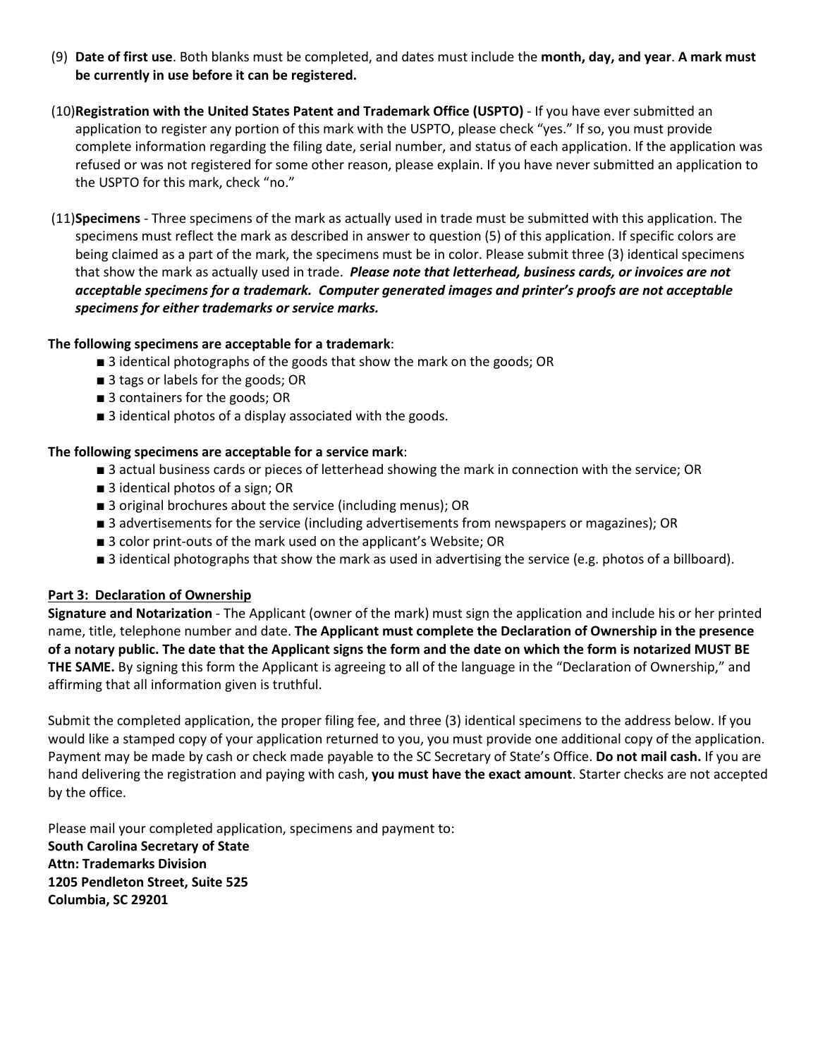(9) **Date of first use**. Both blanks must be completed, and dates must include the **month, day, and year**. **A mark must be currently in use before it can be registered.**

(10) **Registration with the United States Patent and Trademark Office (USPTO)** - If you have ever submitted an application to register any portion of this mark with the USPTO, please check "yes." If so, you must provide complete information regarding the filing date, serial number, and status of each application. If the application was refused or was not registered for some other reason, please explain. If you have never submitted an application to the USPTO for this mark, check "no."

(11) **Specimens** - Three specimens of the mark as actually used in trade must be submitted with this application. The specimens must reflect the mark as described in answer to question (5) of this application. If specific colors are being claimed as a part of the mark, the specimens must be in color. Please submit three (3) identical specimens that show the mark as actually used in trade. ***Please note that letterhead, business cards, or invoices are not acceptable specimens for a trademark. Computer generated images and printer's proofs are not acceptable specimens for either trademarks or service marks.***

**The following specimens are acceptable for a trademark**:

- 3 identical photographs of the goods that show the mark on the goods; OR
- 3 tags or labels for the goods; OR
- 3 containers for the goods; OR
- 3 identical photos of a display associated with the goods.

**The following specimens are acceptable for a service mark**:

- 3 actual business cards or pieces of letterhead showing the mark in connection with the service; OR
- 3 identical photos of a sign; OR
- 3 original brochures about the service (including menus); OR
- 3 advertisements for the service (including advertisements from newspapers or magazines); OR
- 3 color print-outs of the mark used on the applicant's Website; OR
- 3 identical photographs that show the mark as used in advertising the service (e.g. photos of a billboard).

## Part 3: Declaration of Ownership

**Signature and Notarization** - The Applicant (owner of the mark) must sign the application and include his or her printed name, title, telephone number and date. **The Applicant must complete the Declaration of Ownership in the presence of a notary public. The date that the Applicant signs the form and the date on which the form is notarized MUST BE THE SAME.** By signing this form the Applicant is agreeing to all of the language in the "Declaration of Ownership," and affirming that all information given is truthful.

Submit the completed application, the proper filing fee, and three (3) identical specimens to the address below. If you would like a stamped copy of your application returned to you, you must provide one additional copy of the application. Payment may be made by cash or check made payable to the SC Secretary of State's Office. **Do not mail cash.** If you are hand delivering the registration and paying with cash, **you must have the exact amount**. Starter checks are not accepted by the office.

Please mail your completed application, specimens and payment to:
**South Carolina Secretary of State**
**Attn: Trademarks Division**
**1205 Pendleton Street, Suite 525**
**Columbia, SC 29201**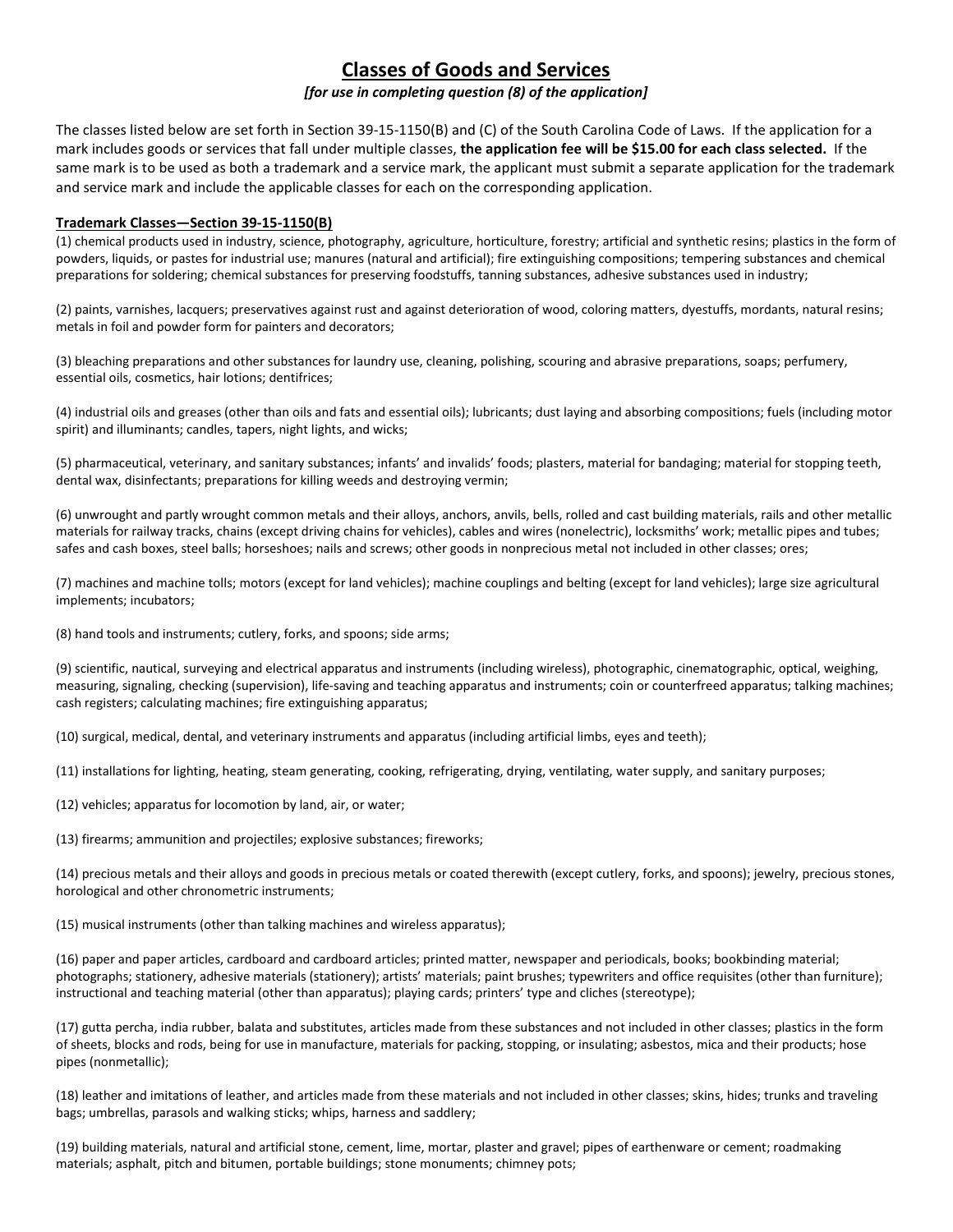# Classes of Goods and Services

*[for use in completing question (8) of the application]*

The classes listed below are set forth in Section 39-15-1150(B) and (C) of the South Carolina Code of Laws. If the application for a mark includes goods or services that fall under multiple classes, **the application fee will be $15.00 for each class selected.** If the same mark is to be used as both a trademark and a service mark, the applicant must submit a separate application for the trademark and service mark and include the applicable classes for each on the corresponding application.

**Trademark Classes—Section 39-15-1150(B)**

(1) chemical products used in industry, science, photography, agriculture, horticulture, forestry; artificial and synthetic resins; plastics in the form of powders, liquids, or pastes for industrial use; manures (natural and artificial); fire extinguishing compositions; tempering substances and chemical preparations for soldering; chemical substances for preserving foodstuffs, tanning substances, adhesive substances used in industry;

(2) paints, varnishes, lacquers; preservatives against rust and against deterioration of wood, coloring matters, dyestuffs, mordants, natural resins; metals in foil and powder form for painters and decorators;

(3) bleaching preparations and other substances for laundry use, cleaning, polishing, scouring and abrasive preparations, soaps; perfumery, essential oils, cosmetics, hair lotions; dentifrices;

(4) industrial oils and greases (other than oils and fats and essential oils); lubricants; dust laying and absorbing compositions; fuels (including motor spirit) and illuminants; candles, tapers, night lights, and wicks;

(5) pharmaceutical, veterinary, and sanitary substances; infants' and invalids' foods; plasters, material for bandaging; material for stopping teeth, dental wax, disinfectants; preparations for killing weeds and destroying vermin;

(6) unwrought and partly wrought common metals and their alloys, anchors, anvils, bells, rolled and cast building materials, rails and other metallic materials for railway tracks, chains (except driving chains for vehicles), cables and wires (nonelectric), locksmiths' work; metallic pipes and tubes; safes and cash boxes, steel balls; horseshoes; nails and screws; other goods in nonprecious metal not included in other classes; ores;

(7) machines and machine tolls; motors (except for land vehicles); machine couplings and belting (except for land vehicles); large size agricultural implements; incubators;

(8) hand tools and instruments; cutlery, forks, and spoons; side arms;

(9) scientific, nautical, surveying and electrical apparatus and instruments (including wireless), photographic, cinematographic, optical, weighing, measuring, signaling, checking (supervision), life-saving and teaching apparatus and instruments; coin or counterfreed apparatus; talking machines; cash registers; calculating machines; fire extinguishing apparatus;

(10) surgical, medical, dental, and veterinary instruments and apparatus (including artificial limbs, eyes and teeth);

(11) installations for lighting, heating, steam generating, cooking, refrigerating, drying, ventilating, water supply, and sanitary purposes;

(12) vehicles; apparatus for locomotion by land, air, or water;

(13) firearms; ammunition and projectiles; explosive substances; fireworks;

(14) precious metals and their alloys and goods in precious metals or coated therewith (except cutlery, forks, and spoons); jewelry, precious stones, horological and other chronometric instruments;

(15) musical instruments (other than talking machines and wireless apparatus);

(16) paper and paper articles, cardboard and cardboard articles; printed matter, newspaper and periodicals, books; bookbinding material; photographs; stationery, adhesive materials (stationery); artists' materials; paint brushes; typewriters and office requisites (other than furniture); instructional and teaching material (other than apparatus); playing cards; printers' type and cliches (stereotype);

(17) gutta percha, india rubber, balata and substitutes, articles made from these substances and not included in other classes; plastics in the form of sheets, blocks and rods, being for use in manufacture, materials for packing, stopping, or insulating; asbestos, mica and their products; hose pipes (nonmetallic);

(18) leather and imitations of leather, and articles made from these materials and not included in other classes; skins, hides; trunks and traveling bags; umbrellas, parasols and walking sticks; whips, harness and saddlery;

(19) building materials, natural and artificial stone, cement, lime, mortar, plaster and gravel; pipes of earthenware or cement; roadmaking materials; asphalt, pitch and bitumen, portable buildings; stone monuments; chimney pots;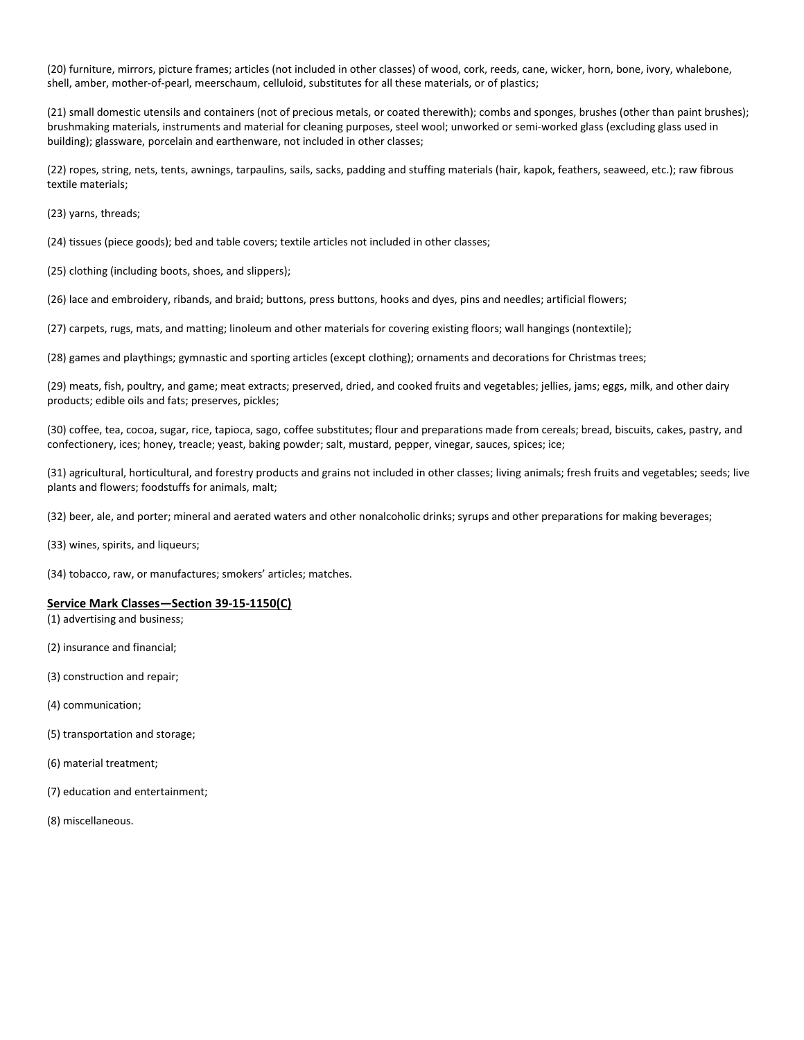(20) furniture, mirrors, picture frames; articles (not included in other classes) of wood, cork, reeds, cane, wicker, horn, bone, ivory, whalebone, shell, amber, mother-of-pearl, meerschaum, celluloid, substitutes for all these materials, or of plastics;

(21) small domestic utensils and containers (not of precious metals, or coated therewith); combs and sponges, brushes (other than paint brushes); brushmaking materials, instruments and material for cleaning purposes, steel wool; unworked or semi-worked glass (excluding glass used in building); glassware, porcelain and earthenware, not included in other classes;

(22) ropes, string, nets, tents, awnings, tarpaulins, sails, sacks, padding and stuffing materials (hair, kapok, feathers, seaweed, etc.); raw fibrous textile materials;

(23) yarns, threads;

(24) tissues (piece goods); bed and table covers; textile articles not included in other classes;

(25) clothing (including boots, shoes, and slippers);

(26) lace and embroidery, ribands, and braid; buttons, press buttons, hooks and dyes, pins and needles; artificial flowers;

(27) carpets, rugs, mats, and matting; linoleum and other materials for covering existing floors; wall hangings (nontextile);

(28) games and playthings; gymnastic and sporting articles (except clothing); ornaments and decorations for Christmas trees;

(29) meats, fish, poultry, and game; meat extracts; preserved, dried, and cooked fruits and vegetables; jellies, jams; eggs, milk, and other dairy products; edible oils and fats; preserves, pickles;

(30) coffee, tea, cocoa, sugar, rice, tapioca, sago, coffee substitutes; flour and preparations made from cereals; bread, biscuits, cakes, pastry, and confectionery, ices; honey, treacle; yeast, baking powder; salt, mustard, pepper, vinegar, sauces, spices; ice;

(31) agricultural, horticultural, and forestry products and grains not included in other classes; living animals; fresh fruits and vegetables; seeds; live plants and flowers; foodstuffs for animals, malt;

(32) beer, ale, and porter; mineral and aerated waters and other nonalcoholic drinks; syrups and other preparations for making beverages;

(33) wines, spirits, and liqueurs;

(34) tobacco, raw, or manufactures; smokers' articles; matches.

**Service Mark Classes—Section 39-15-1150(C)**

(1) advertising and business;

(2) insurance and financial;

(3) construction and repair;

(4) communication;

(5) transportation and storage;

(6) material treatment;

(7) education and entertainment;

(8) miscellaneous.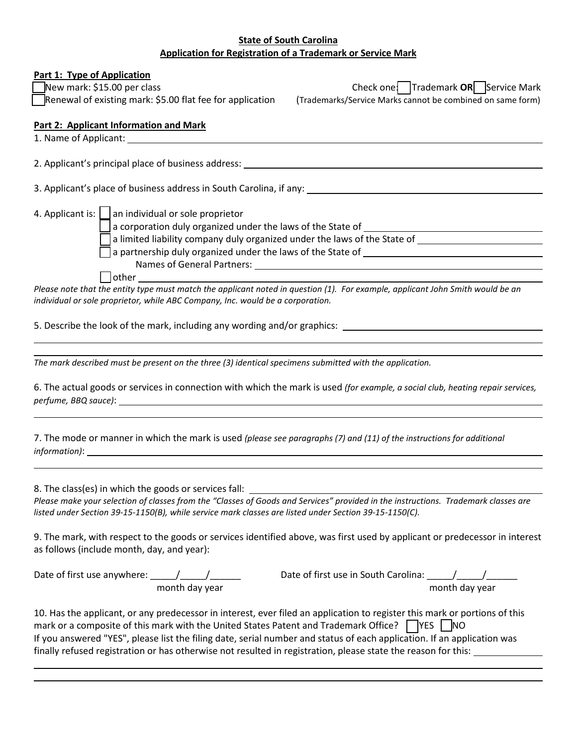**State of South Carolina**
**Application for Registration of a Trademark or Service Mark**

**Part 1: Type of Application**

☐ New mark: $15.00 per class

☐ Renewal of existing mark: $5.00 flat fee for application

Check one: ☐ Trademark **OR** ☐ Service Mark
(Trademarks/Service Marks cannot be combined on same form)

**Part 2: Applicant Information and Mark**

1. Name of Applicant: ______________________________

2. Applicant's principal place of business address: ______________________________

3. Applicant's place of business address in South Carolina, if any: ______________________________

4. Applicant is:
   - ☐ an individual or sole proprietor
   - ☐ a corporation duly organized under the laws of the State of ______________________________
   - ☐ a limited liability company duly organized under the laws of the State of ______________________________
   - ☐ a partnership duly organized under the laws of the State of ______________________________
     Names of General Partners: ______________________________
   - ☐ other ______________________________

*Please note that the entity type must match the applicant noted in question (1). For example, applicant John Smith would be an individual or sole proprietor, while ABC Company, Inc. would be a corporation.*

5. Describe the look of the mark, including any wording and/or graphics: ______________________________

______________________________

______________________________

*The mark described must be present on the three (3) identical specimens submitted with the application.*

6. The actual goods or services in connection with which the mark is used *(for example, a social club, heating repair services, perfume, BBQ sauce)*: ______________________________

______________________________

7. The mode or manner in which the mark is used *(please see paragraphs (7) and (11) of the instructions for additional information)*: ______________________________

______________________________

8. The class(es) in which the goods or services fall: ______________________________

*Please make your selection of classes from the "Classes of Goods and Services" provided in the instructions. Trademark classes are listed under Section 39-15-1150(B), while service mark classes are listed under Section 39-15-1150(C).*

9. The mark, with respect to the goods or services identified above, was first used by applicant or predecessor in interest as follows (include month, day, and year):

Date of first use anywhere: _____/_____/______
month day year

Date of first use in South Carolina: _____/_____/______
month day year

10. Has the applicant, or any predecessor in interest, ever filed an application to register this mark or portions of this mark or a composite of this mark with the United States Patent and Trademark Office? ☐ YES ☐ NO
If you answered "YES", please list the filing date, serial number and status of each application. If an application was finally refused registration or has otherwise not resulted in registration, please state the reason for this: ______________________________

______________________________

______________________________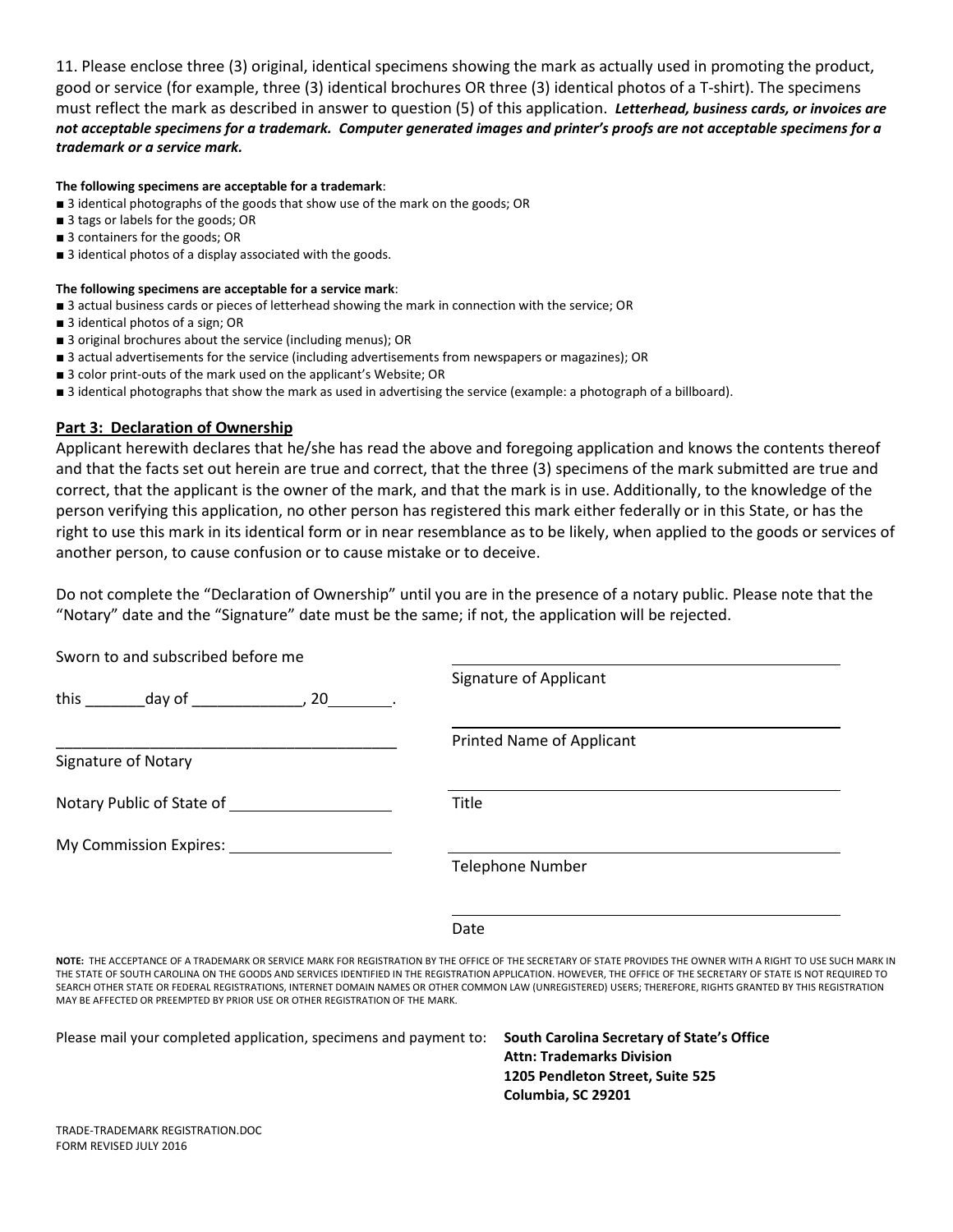11. Please enclose three (3) original, identical specimens showing the mark as actually used in promoting the product, good or service (for example, three (3) identical brochures OR three (3) identical photos of a T-shirt). The specimens must reflect the mark as described in answer to question (5) of this application. ***Letterhead, business cards, or invoices are not acceptable specimens for a trademark. Computer generated images and printer's proofs are not acceptable specimens for a trademark or a service mark.***

**The following specimens are acceptable for a trademark**:

- 3 identical photographs of the goods that show use of the mark on the goods; OR
- 3 tags or labels for the goods; OR
- 3 containers for the goods; OR
- 3 identical photos of a display associated with the goods.

**The following specimens are acceptable for a service mark**:

- 3 actual business cards or pieces of letterhead showing the mark in connection with the service; OR
- 3 identical photos of a sign; OR
- 3 original brochures about the service (including menus); OR
- 3 actual advertisements for the service (including advertisements from newspapers or magazines); OR
- 3 color print-outs of the mark used on the applicant's Website; OR
- 3 identical photographs that show the mark as used in advertising the service (example: a photograph of a billboard).

## Part 3: Declaration of Ownership

Applicant herewith declares that he/she has read the above and foregoing application and knows the contents thereof and that the facts set out herein are true and correct, that the three (3) specimens of the mark submitted are true and correct, that the applicant is the owner of the mark, and that the mark is in use. Additionally, to the knowledge of the person verifying this application, no other person has registered this mark either federally or in this State, or has the right to use this mark in its identical form or in near resemblance as to be likely, when applied to the goods or services of another person, to cause confusion or to cause mistake or to deceive.

Do not complete the "Declaration of Ownership" until you are in the presence of a notary public. Please note that the "Notary" date and the "Signature" date must be the same; if not, the application will be rejected.

Sworn to and subscribed before me

this _______day of _____________, 20_______.

________________________________________
Signature of Notary

Notary Public of State of ___________________

My Commission Expires: ___________________

________________________________________
Signature of Applicant

________________________________________
Printed Name of Applicant

________________________________________
Title

________________________________________
Telephone Number

________________________________________
Date

**NOTE:** THE ACCEPTANCE OF A TRADEMARK OR SERVICE MARK FOR REGISTRATION BY THE OFFICE OF THE SECRETARY OF STATE PROVIDES THE OWNER WITH A RIGHT TO USE SUCH MARK IN THE STATE OF SOUTH CAROLINA ON THE GOODS AND SERVICES IDENTIFIED IN THE REGISTRATION APPLICATION. HOWEVER, THE OFFICE OF THE SECRETARY OF STATE IS NOT REQUIRED TO SEARCH OTHER STATE OR FEDERAL REGISTRATIONS, INTERNET DOMAIN NAMES OR OTHER COMMON LAW (UNREGISTERED) USERS; THEREFORE, RIGHTS GRANTED BY THIS REGISTRATION MAY BE AFFECTED OR PREEMPTED BY PRIOR USE OR OTHER REGISTRATION OF THE MARK.

Please mail your completed application, specimens and payment to:

**South Carolina Secretary of State's Office**
**Attn: Trademarks Division**
**1205 Pendleton Street, Suite 525**
**Columbia, SC 29201**

TRADE-TRADEMARK REGISTRATION.DOC
FORM REVISED JULY 2016